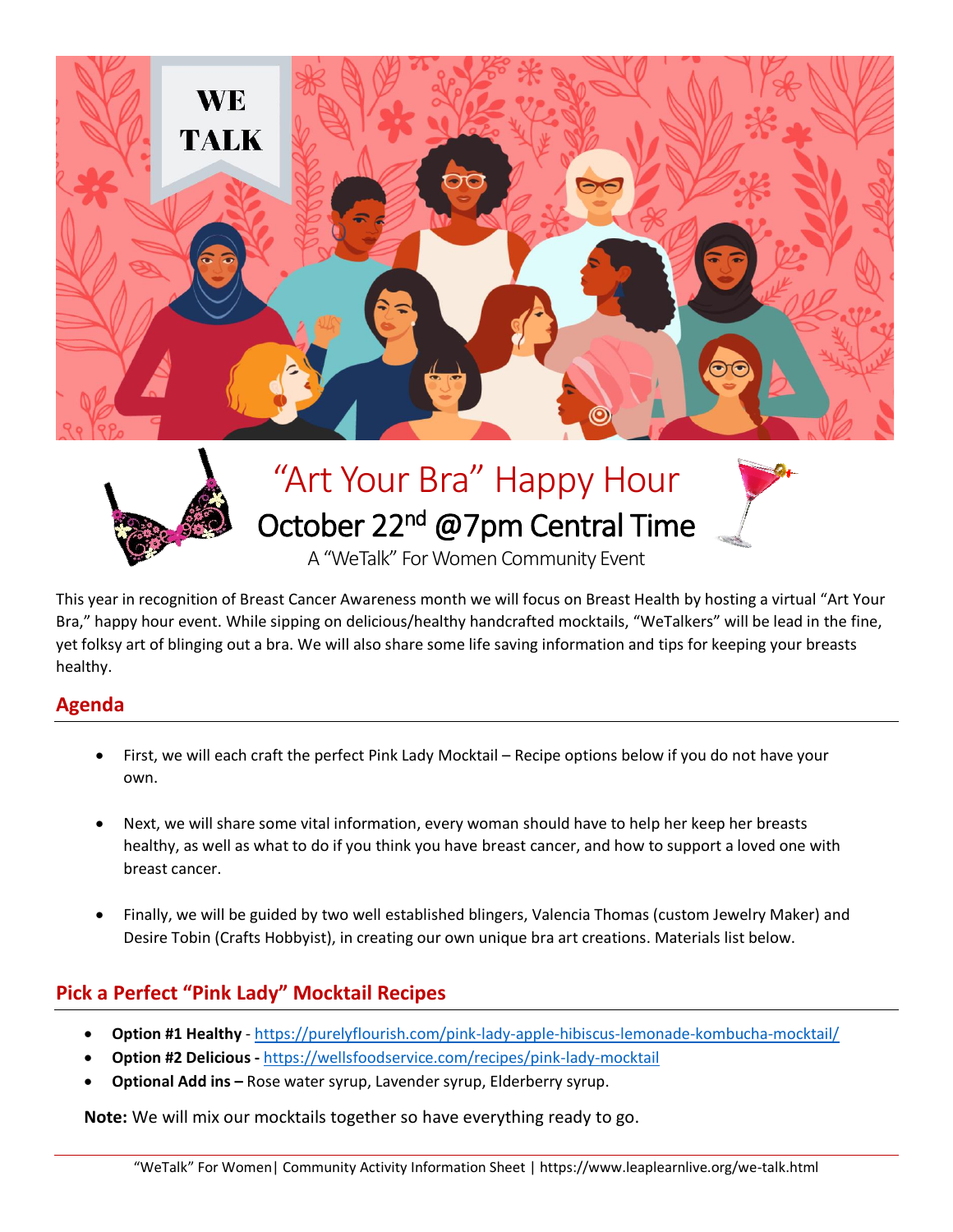WE TALK

# "Art Your Bra" Happy Hour

## October 22nd @7pm Central Time

A "WeTalk" For Women Community Event

This year in recognition of Breast Cancer Awareness month we will focus on Breast Health by hosting a virtual "Art Your Bra," happy hour event. While sipping on delicious/healthy handcrafted mocktails, "WeTalkers" will be lead in the fine, yet folksy art of blinging out a bra. We will also share some life saving information and tips for keeping your breasts healthy.

## Agenda

- First, we will each craft the perfect Pink Lady Mocktail – Recipe options below if you do not have your own.
- Next, we will share some vital information, every woman should have to help her keep her breasts healthy, as well as what to do if you think you have breast cancer, and how to support a loved one with breast cancer.
- Finally, we will be guided by two well established blingers, Valencia Thomas (custom Jewelry Maker) and Desire Tobin (Crafts Hobbyist), in creating our own unique bra art creations. Materials list below.

## Pick a Perfect "Pink Lady" Mocktail Recipes

- **Option #1 Healthy** - https://purelyflourish.com/pink-lady-apple-hibiscus-lemonade-kombucha-mocktail/
- **Option #2 Delicious -** https://wellsfoodservice.com/recipes/pink-lady-mocktail
- **Optional Add ins –** Rose water syrup, Lavender syrup, Elderberry syrup.

**Note:** We will mix our mocktails together so have everything ready to go.

"WeTalk" For Women| Community Activity Information Sheet | https://www.leaplearnlive.org/we-talk.html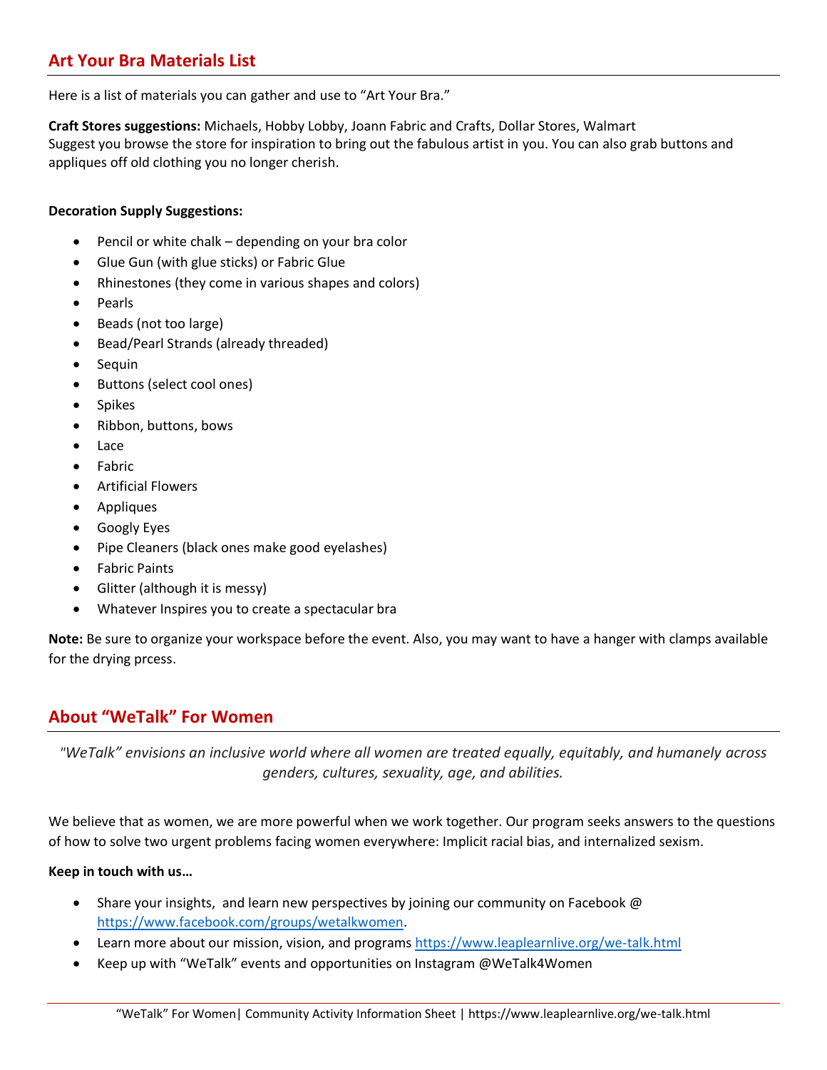## Art Your Bra Materials List

Here is a list of materials you can gather and use to "Art Your Bra."

**Craft Stores suggestions:** Michaels, Hobby Lobby, Joann Fabric and Crafts, Dollar Stores, Walmart
Suggest you browse the store for inspiration to bring out the fabulous artist in you. You can also grab buttons and appliques off old clothing you no longer cherish.

**Decoration Supply Suggestions:**

- Pencil or white chalk – depending on your bra color
- Glue Gun (with glue sticks) or Fabric Glue
- Rhinestones (they come in various shapes and colors)
- Pearls
- Beads (not too large)
- Bead/Pearl Strands (already threaded)
- Sequin
- Buttons (select cool ones)
- Spikes
- Ribbon, buttons, bows
- Lace
- Fabric
- Artificial Flowers
- Appliques
- Googly Eyes
- Pipe Cleaners (black ones make good eyelashes)
- Fabric Paints
- Glitter (although it is messy)
- Whatever Inspires you to create a spectacular bra

**Note:** Be sure to organize your workspace before the event. Also, you may want to have a hanger with clamps available for the drying prcess.

## About "WeTalk" For Women

*"WeTalk" envisions an inclusive world where all women are treated equally, equitably, and humanely across genders, cultures, sexuality, age, and abilities.*

We believe that as women, we are more powerful when we work together. Our program seeks answers to the questions of how to solve two urgent problems facing women everywhere: Implicit racial bias, and internalized sexism.

**Keep in touch with us…**

- Share your insights, and learn new perspectives by joining our community on Facebook @ https://www.facebook.com/groups/wetalkwomen.
- Learn more about our mission, vision, and programs https://www.leaplearnlive.org/we-talk.html
- Keep up with "WeTalk" events and opportunities on Instagram @WeTalk4Women